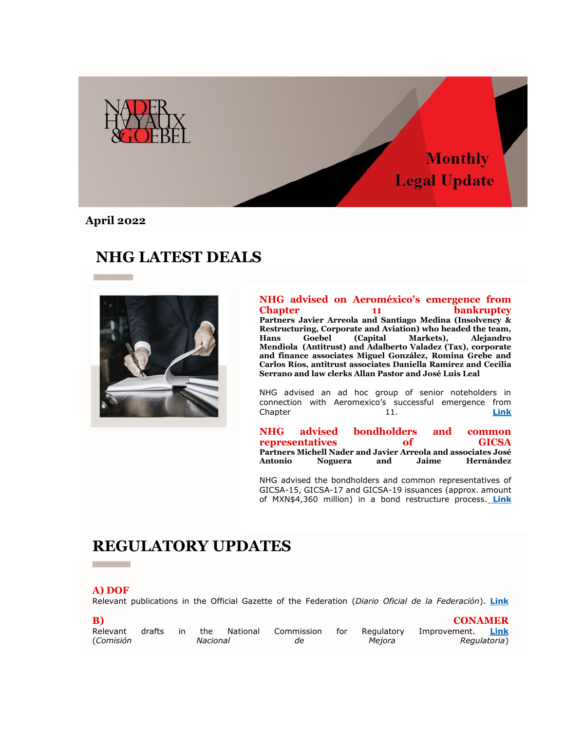Monthly Legal Update

**April 2022**

# NHG LATEST DEALS

## NHG advised on Aeroméxico's emergence from Chapter 11 bankruptcy

**Partners Javier Arreola and Santiago Medina (Insolvency & Restructuring, Corporate and Aviation) who headed the team, Hans Goebel (Capital Markets), Alejandro Mendiola (Antitrust) and Adalberto Valadez (Tax), corporate and finance associates Miguel González, Romina Grebe and Carlos Ríos, antitrust associates Daniella Ramírez and Cecilia Serrano and law clerks Allan Pastor and José Luis Leal**

NHG advised an ad hoc group of senior noteholders in connection with Aeromexico's successful emergence from Chapter 11. **Link**

## NHG advised bondholders and common representatives of GICSA

**Partners Michell Nader and Javier Arreola and associates José Antonio Noguera and Jaime Hernández**

NHG advised the bondholders and common representatives of GICSA-15, GICSA-17 and GICSA-19 issuances (approx. amount of MXN$4,360 million) in a bond restructure process. **Link**

# REGULATORY UPDATES

## A) DOF

Relevant publications in the Official Gazette of the Federation (*Diario Oficial de la Federación*). **Link**

## B) CONAMER

Relevant drafts in the National Commission for Regulatory Improvement. **Link** (*Comisión Nacional de Mejora Regulatoria*)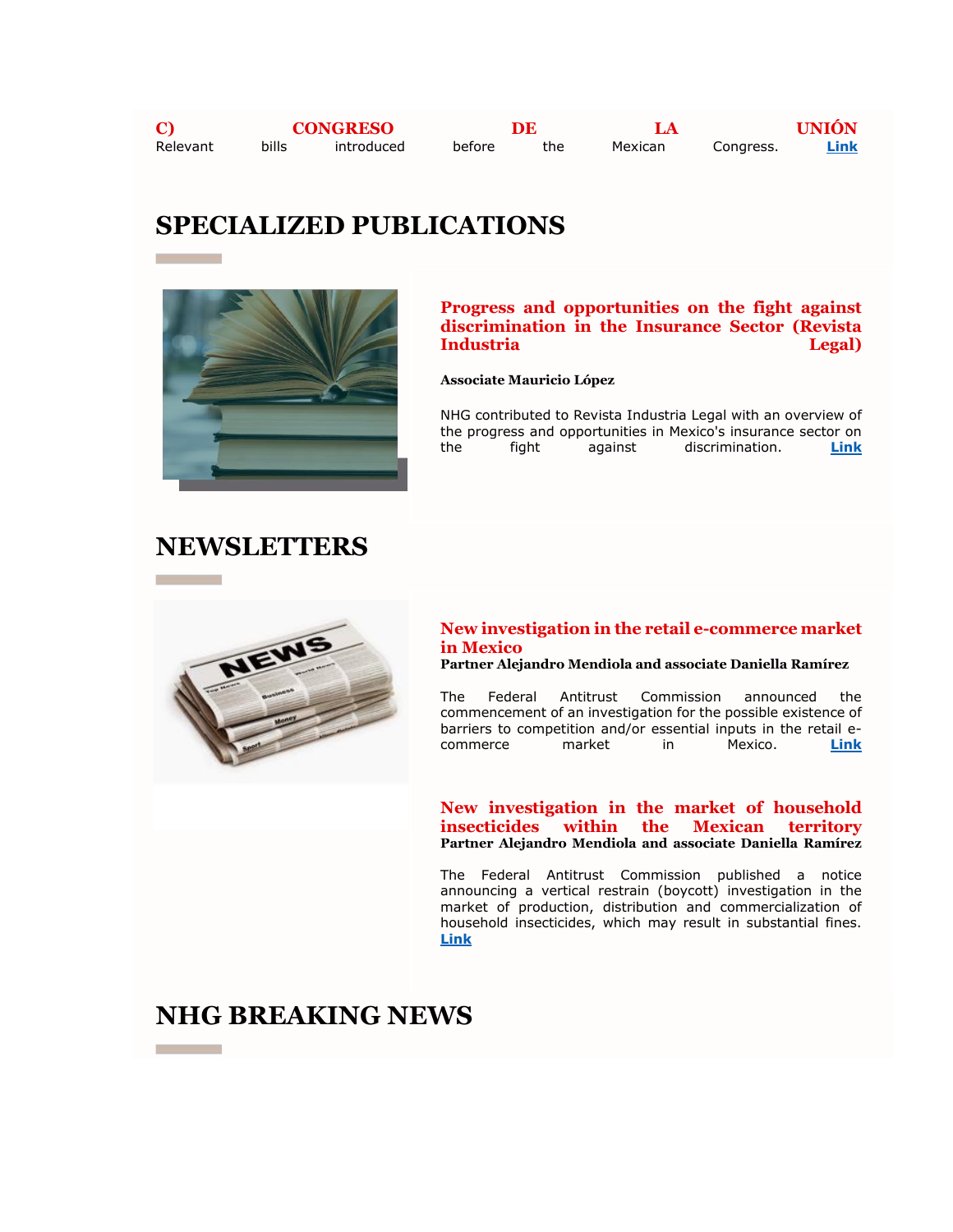**C) CONGRESO DE LA UNIÓN**
Relevant bills introduced before the Mexican Congress. **Link**

## SPECIALIZED PUBLICATIONS

### Progress and opportunities on the fight against discrimination in the Insurance Sector (Revista Industria Legal)

**Associate Mauricio López**

NHG contributed to Revista Industria Legal with an overview of the progress and opportunities in Mexico's insurance sector on the fight against discrimination. **Link**

## NEWSLETTERS

### New investigation in the retail e-commerce market in Mexico

**Partner Alejandro Mendiola and associate Daniella Ramírez**

The Federal Antitrust Commission announced the commencement of an investigation for the possible existence of barriers to competition and/or essential inputs in the retail e-commerce market in Mexico. **Link**

### New investigation in the market of household insecticides within the Mexican territory

**Partner Alejandro Mendiola and associate Daniella Ramírez**

The Federal Antitrust Commission published a notice announcing a vertical restrain (boycott) investigation in the market of production, distribution and commercialization of household insecticides, which may result in substantial fines. **Link**

## NHG BREAKING NEWS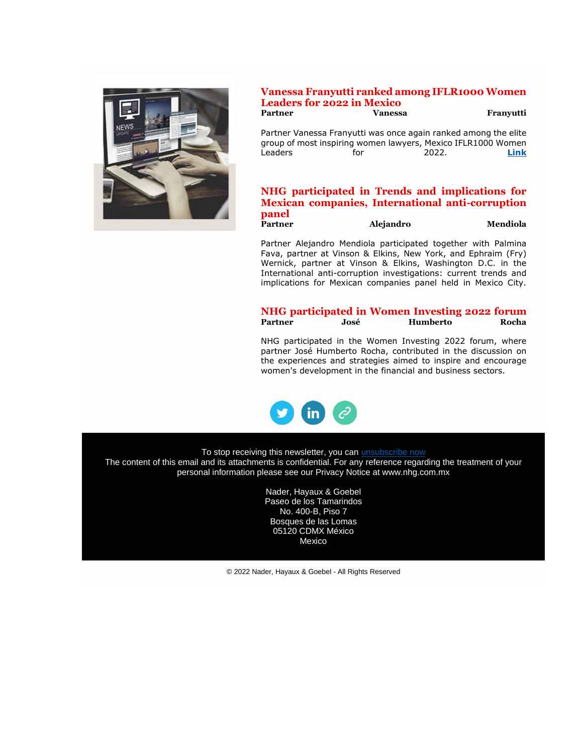## Vanessa Franyutti ranked among IFLR1000 Women Leaders for 2022 in Mexico

**Partner Vanessa Franyutti**

Partner Vanessa Franyutti was once again ranked among the elite group of most inspiring women lawyers, Mexico IFLR1000 Women Leaders for 2022. **Link**

## NHG participated in Trends and implications for Mexican companies, International anti-corruption panel

**Partner Alejandro Mendiola**

Partner Alejandro Mendiola participated together with Palmina Fava, partner at Vinson & Elkins, New York, and Ephraim (Fry) Wernick, partner at Vinson & Elkins, Washington D.C. in the International anti-corruption investigations: current trends and implications for Mexican companies panel held in Mexico City.

## NHG participated in Women Investing 2022 forum

**Partner José Humberto Rocha**

NHG participated in the Women Investing 2022 forum, where partner José Humberto Rocha, contributed in the discussion on the experiences and strategies aimed to inspire and encourage women's development in the financial and business sectors.

To stop receiving this newsletter, you can unsubscribe now
The content of this email and its attachments is confidential. For any reference regarding the treatment of your personal information please see our Privacy Notice at www.nhg.com.mx

Nader, Hayaux & Goebel
Paseo de los Tamarindos
No. 400-B, Piso 7
Bosques de las Lomas
05120 CDMX México
Mexico

© 2022 Nader, Hayaux & Goebel - All Rights Reserved